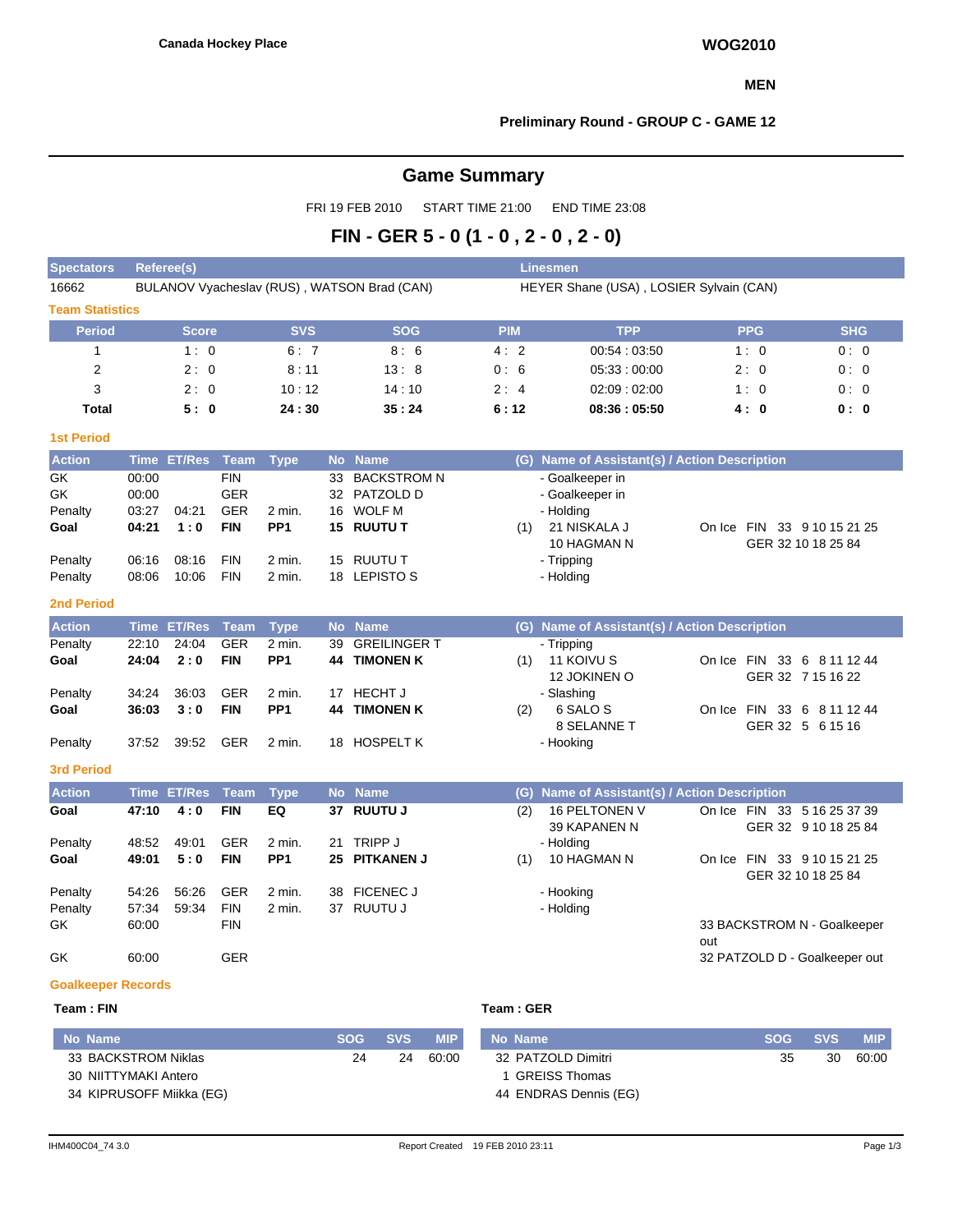Canada Hockey Place

**WOG2010**

**MEN**

**Preliminary Round - GROUP C - GAME 12**

# Game Summary

FRI 19 FEB 2010 START TIME 21:00 END TIME 23:08

## FIN - GER 5 - 0 (1 - 0 , 2 - 0 , 2 - 0)

| Spectators | Referee(s) | Linesmen |
|---|---|---|
| 16662 | BULANOV Vyacheslav (RUS) , WATSON Brad (CAN) | HEYER Shane (USA) , LOSIER Sylvain (CAN) |

### Team Statistics

| Period | Score | SVS | SOG | PIM | TPP | PPG | SHG |
|---|---|---|---|---|---|---|---|
| 1 | 1 : 0 | 6 : 7 | 8 : 6 | 4 : 2 | 00:54 : 03:50 | 1 : 0 | 0 : 0 |
| 2 | 2 : 0 | 8 : 11 | 13 : 8 | 0 : 6 | 05:33 : 00:00 | 2 : 0 | 0 : 0 |
| 3 | 2 : 0 | 10 : 12 | 14 : 10 | 2 : 4 | 02:09 : 02:00 | 1 : 0 | 0 : 0 |
| **Total** | **5 : 0** | **24 : 30** | **35 : 24** | **6 : 12** | **08:36 : 05:50** | **4 : 0** | **0 : 0** |

### 1st Period

| Action | Time | ET/Res | Team | Type | No | Name | (G) | Name of Assistant(s) / Action Description | |
|---|---|---|---|---|---|---|---|---|---|
| GK | 00:00 | | FIN | | 33 | BACKSTROM N | | - Goalkeeper in | |
| GK | 00:00 | | GER | | 32 | PATZOLD D | | - Goalkeeper in | |
| Penalty | 03:27 | 04:21 | GER | 2 min. | 16 | WOLF M | | - Holding | |
| **Goal** | **04:21** | **1 : 0** | **FIN** | **PP1** | **15** | **RUUTU T** | (1) | 21 NISKALA J<br>10 HAGMAN N | On Ice FIN 33 9 10 15 21 25<br>GER 32 10 18 25 84 |
| Penalty | 06:16 | 08:16 | FIN | 2 min. | 15 | RUUTU T | | - Tripping | |
| Penalty | 08:06 | 10:06 | FIN | 2 min. | 18 | LEPISTO S | | - Holding | |

### 2nd Period

| Action | Time | ET/Res | Team | Type | No | Name | (G) | Name of Assistant(s) / Action Description | |
|---|---|---|---|---|---|---|---|---|---|
| Penalty | 22:10 | 24:04 | GER | 2 min. | 39 | GREILINGER T | | - Tripping | |
| **Goal** | **24:04** | **2 : 0** | **FIN** | **PP1** | **44** | **TIMONEN K** | (1) | 11 KOIVU S<br>12 JOKINEN O | On Ice FIN 33 6 8 11 12 44<br>GER 32 7 15 16 22 |
| Penalty | 34:24 | 36:03 | GER | 2 min. | 17 | HECHT J | | - Slashing | |
| **Goal** | **36:03** | **3 : 0** | **FIN** | **PP1** | **44** | **TIMONEN K** | (2) | 6 SALO S<br>8 SELANNE T | On Ice FIN 33 6 8 11 12 44<br>GER 32 5 6 15 16 |
| Penalty | 37:52 | 39:52 | GER | 2 min. | 18 | HOSPELT K | | - Hooking | |

### 3rd Period

| Action | Time | ET/Res | Team | Type | No | Name | (G) | Name of Assistant(s) / Action Description | |
|---|---|---|---|---|---|---|---|---|---|
| **Goal** | **47:10** | **4 : 0** | **FIN** | **EQ** | **37** | **RUUTU J** | (2) | 16 PELTONEN V<br>39 KAPANEN N | On Ice FIN 33 5 16 25 37 39<br>GER 32 9 10 18 25 84 |
| Penalty | 48:52 | 49:01 | GER | 2 min. | 21 | TRIPP J | | - Holding | |
| **Goal** | **49:01** | **5 : 0** | **FIN** | **PP1** | **25** | **PITKANEN J** | (1) | 10 HAGMAN N | On Ice FIN 33 9 10 15 21 25<br>GER 32 10 18 25 84 |
| Penalty | 54:26 | 56:26 | GER | 2 min. | 38 | FICENEC J | | - Hooking | |
| Penalty | 57:34 | 59:34 | FIN | 2 min. | 37 | RUUTU J | | - Holding | |
| GK | 60:00 | | FIN | | | | | | 33 BACKSTROM N - Goalkeeper out |
| GK | 60:00 | | GER | | | | | | 32 PATZOLD D - Goalkeeper out |

### Goalkeeper Records

**Team : FIN**

| No | Name | SOG | SVS | MIP |
|---|---|---|---|---|
| 33 | BACKSTROM Niklas | 24 | 24 | 60:00 |
| 30 | NIITTYMAKI Antero | | | |
| 34 | KIPRUSOFF Miikka (EG) | | | |

**Team : GER**

| No | Name | SOG | SVS | MIP |
|---|---|---|---|---|
| 32 | PATZOLD Dimitri | 35 | 30 | 60:00 |
| 1 | GREISS Thomas | | | |
| 44 | ENDRAS Dennis (EG) | | | |

IHM400C04_74 3.0 Report Created 19 FEB 2010 23:11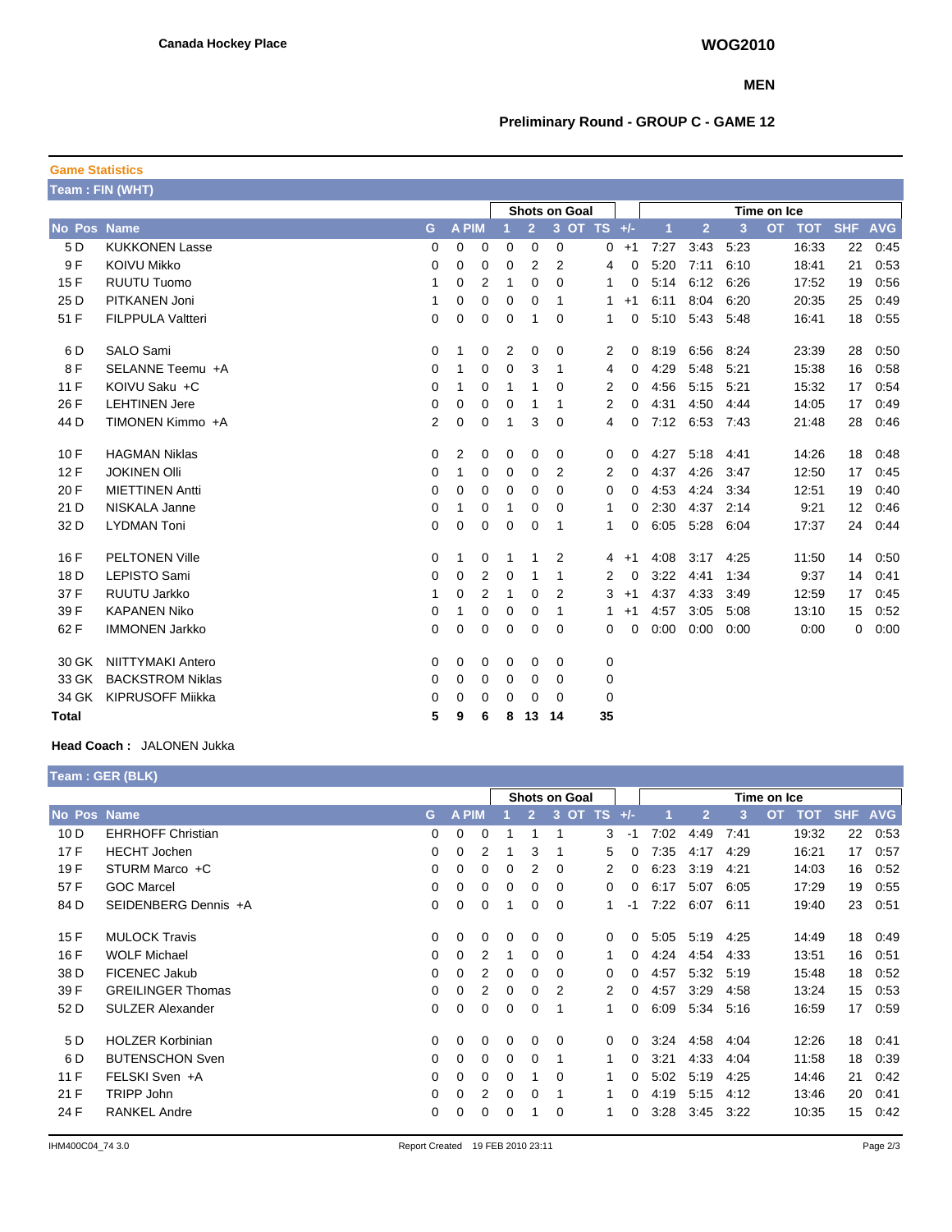Canada Hockey Place

**WOG2010**

**MEN**

**Preliminary Round - GROUP C - GAME 12**

## Game Statistics

### Team : FIN (WHT)

| No | Pos | Name | G | A | PIM | Shots on Goal 1 | 2 | 3 | OT | TS | +/- | Time on Ice 1 | 2 | 3 | OT | TOT | SHF | AVG |
|---|---|---|---|---|---|---|---|---|---|---|---|---|---|---|---|---|---|---|
| 5 | D | KUKKONEN Lasse | 0 | 0 | 0 | 0 | 0 | 0 | | 0 | +1 | 7:27 | 3:43 | 5:23 | | 16:33 | 22 | 0:45 |
| 9 | F | KOIVU Mikko | 0 | 0 | 0 | 0 | 2 | 2 | | 4 | 0 | 5:20 | 7:11 | 6:10 | | 18:41 | 21 | 0:53 |
| 15 | F | RUUTU Tuomo | 1 | 0 | 2 | 1 | 0 | 0 | | 1 | 0 | 5:14 | 6:12 | 6:26 | | 17:52 | 19 | 0:56 |
| 25 | D | PITKANEN Joni | 1 | 0 | 0 | 0 | 0 | 1 | | 1 | +1 | 6:11 | 8:04 | 6:20 | | 20:35 | 25 | 0:49 |
| 51 | F | FILPPULA Valtteri | 0 | 0 | 0 | 0 | 1 | 0 | | 1 | 0 | 5:10 | 5:43 | 5:48 | | 16:41 | 18 | 0:55 |
| 6 | D | SALO Sami | 0 | 1 | 0 | 2 | 0 | 0 | | 2 | 0 | 8:19 | 6:56 | 8:24 | | 23:39 | 28 | 0:50 |
| 8 | F | SELANNE Teemu +A | 0 | 1 | 0 | 0 | 3 | 1 | | 4 | 0 | 4:29 | 5:48 | 5:21 | | 15:38 | 16 | 0:58 |
| 11 | F | KOIVU Saku +C | 0 | 1 | 0 | 1 | 1 | 0 | | 2 | 0 | 4:56 | 5:15 | 5:21 | | 15:32 | 17 | 0:54 |
| 26 | F | LEHTINEN Jere | 0 | 0 | 0 | 0 | 1 | 1 | | 2 | 0 | 4:31 | 4:50 | 4:44 | | 14:05 | 17 | 0:49 |
| 44 | D | TIMONEN Kimmo +A | 2 | 0 | 0 | 1 | 3 | 0 | | 4 | 0 | 7:12 | 6:53 | 7:43 | | 21:48 | 28 | 0:46 |
| 10 | F | HAGMAN Niklas | 0 | 2 | 0 | 0 | 0 | 0 | | 0 | 0 | 4:27 | 5:18 | 4:41 | | 14:26 | 18 | 0:48 |
| 12 | F | JOKINEN Olli | 0 | 1 | 0 | 0 | 0 | 2 | | 2 | 0 | 4:37 | 4:26 | 3:47 | | 12:50 | 17 | 0:45 |
| 20 | F | MIETTINEN Antti | 0 | 0 | 0 | 0 | 0 | 0 | | 0 | 0 | 4:53 | 4:24 | 3:34 | | 12:51 | 19 | 0:40 |
| 21 | D | NISKALA Janne | 0 | 1 | 0 | 1 | 0 | 0 | | 1 | 0 | 2:30 | 4:37 | 2:14 | | 9:21 | 12 | 0:46 |
| 32 | D | LYDMAN Toni | 0 | 0 | 0 | 0 | 0 | 1 | | 1 | 0 | 6:05 | 5:28 | 6:04 | | 17:37 | 24 | 0:44 |
| 16 | F | PELTONEN Ville | 0 | 1 | 0 | 1 | 1 | 2 | | 4 | +1 | 4:08 | 3:17 | 4:25 | | 11:50 | 14 | 0:50 |
| 18 | D | LEPISTO Sami | 0 | 0 | 2 | 0 | 1 | 1 | | 2 | 0 | 3:22 | 4:41 | 1:34 | | 9:37 | 14 | 0:41 |
| 37 | F | RUUTU Jarkko | 1 | 0 | 2 | 1 | 0 | 2 | | 3 | +1 | 4:37 | 4:33 | 3:49 | | 12:59 | 17 | 0:45 |
| 39 | F | KAPANEN Niko | 0 | 1 | 0 | 0 | 0 | 1 | | 1 | +1 | 4:57 | 3:05 | 5:08 | | 13:10 | 15 | 0:52 |
| 62 | F | IMMONEN Jarkko | 0 | 0 | 0 | 0 | 0 | 0 | | 0 | 0 | 0:00 | 0:00 | 0:00 | | 0:00 | 0 | 0:00 |
| 30 | GK | NIITTYMAKI Antero | 0 | 0 | 0 | 0 | 0 | 0 | | 0 | | | | | | | | |
| 33 | GK | BACKSTROM Niklas | 0 | 0 | 0 | 0 | 0 | 0 | | 0 | | | | | | | | |
| 34 | GK | KIPRUSOFF Miikka | 0 | 0 | 0 | 0 | 0 | 0 | | 0 | | | | | | | | |
| **Total** | | | **5** | **9** | **6** | **8** | **13** | **14** | | **35** | | | | | | | | |

**Head Coach :** JALONEN Jukka

### Team : GER (BLK)

| No | Pos | Name | G | A | PIM | Shots on Goal 1 | 2 | 3 | OT | TS | +/- | Time on Ice 1 | 2 | 3 | OT | TOT | SHF | AVG |
|---|---|---|---|---|---|---|---|---|---|---|---|---|---|---|---|---|---|---|
| 10 | D | EHRHOFF Christian | 0 | 0 | 0 | 1 | 1 | 1 | | 3 | -1 | 7:02 | 4:49 | 7:41 | | 19:32 | 22 | 0:53 |
| 17 | F | HECHT Jochen | 0 | 0 | 2 | 1 | 3 | 1 | | 5 | 0 | 7:35 | 4:17 | 4:29 | | 16:21 | 17 | 0:57 |
| 19 | F | STURM Marco +C | 0 | 0 | 0 | 0 | 2 | 0 | | 2 | 0 | 6:23 | 3:19 | 4:21 | | 14:03 | 16 | 0:52 |
| 57 | F | GOC Marcel | 0 | 0 | 0 | 0 | 0 | 0 | | 0 | 0 | 6:17 | 5:07 | 6:05 | | 17:29 | 19 | 0:55 |
| 84 | D | SEIDENBERG Dennis +A | 0 | 0 | 0 | 1 | 0 | 0 | | 1 | -1 | 7:22 | 6:07 | 6:11 | | 19:40 | 23 | 0:51 |
| 15 | F | MULOCK Travis | 0 | 0 | 0 | 0 | 0 | 0 | | 0 | 0 | 5:05 | 5:19 | 4:25 | | 14:49 | 18 | 0:49 |
| 16 | F | WOLF Michael | 0 | 0 | 2 | 1 | 0 | 0 | | 1 | 0 | 4:24 | 4:54 | 4:33 | | 13:51 | 16 | 0:51 |
| 38 | D | FICENEC Jakub | 0 | 0 | 2 | 0 | 0 | 0 | | 0 | 0 | 4:57 | 5:32 | 5:19 | | 15:48 | 18 | 0:52 |
| 39 | F | GREILINGER Thomas | 0 | 0 | 2 | 0 | 0 | 2 | | 2 | 0 | 4:57 | 3:29 | 4:58 | | 13:24 | 15 | 0:53 |
| 52 | D | SULZER Alexander | 0 | 0 | 0 | 0 | 0 | 1 | | 1 | 0 | 6:09 | 5:34 | 5:16 | | 16:59 | 17 | 0:59 |
| 5 | D | HOLZER Korbinian | 0 | 0 | 0 | 0 | 0 | 0 | | 0 | 0 | 3:24 | 4:58 | 4:04 | | 12:26 | 18 | 0:41 |
| 6 | D | BUTENSCHON Sven | 0 | 0 | 0 | 0 | 0 | 1 | | 1 | 0 | 3:21 | 4:33 | 4:04 | | 11:58 | 18 | 0:39 |
| 11 | F | FELSKI Sven +A | 0 | 0 | 0 | 0 | 1 | 0 | | 1 | 0 | 5:02 | 5:19 | 4:25 | | 14:46 | 21 | 0:42 |
| 21 | F | TRIPP John | 0 | 0 | 2 | 0 | 0 | 1 | | 1 | 0 | 4:19 | 5:15 | 4:12 | | 13:46 | 20 | 0:41 |
| 24 | F | RANKEL Andre | 0 | 0 | 0 | 0 | 1 | 0 | | 1 | 0 | 3:28 | 3:45 | 3:22 | | 10:35 | 15 | 0:42 |

IHM400C04_74 3.0 Report Created 19 FEB 2010 23:11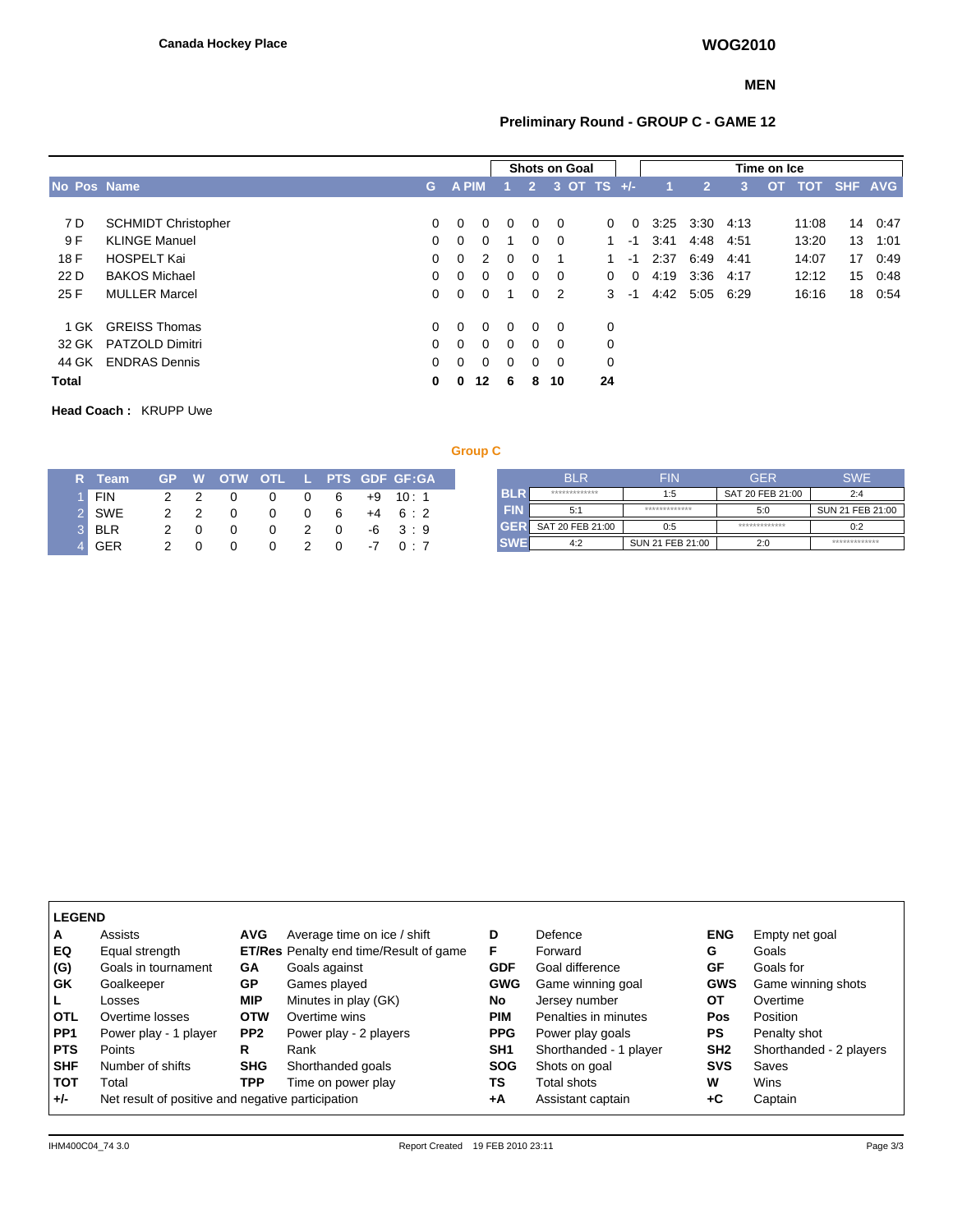Canada Hockey Place

WOG2010

MEN

Preliminary Round - GROUP C - GAME 12

| | | | | | | Shots on Goal | | | | | | | Time on Ice | | | | | | |
|---|---|---|---|---|---|---|---|---|---|---|---|---|---|---|---|---|---|---|---|
| No | Pos | Name | G | A | PIM | 1 | 2 | 3 | OT | TS | +/- | 1 | 2 | 3 | OT | TOT | SHF | AVG |
| 7 | D | SCHMIDT Christopher | 0 | 0 | 0 | 0 | 0 | 0 | | 0 | 0 | 3:25 | 3:30 | 4:13 | | 11:08 | 14 | 0:47 |
| 9 | F | KLINGE Manuel | 0 | 0 | 0 | 1 | 0 | 0 | | 1 | -1 | 3:41 | 4:48 | 4:51 | | 13:20 | 13 | 1:01 |
| 18 | F | HOSPELT Kai | 0 | 0 | 2 | 0 | 0 | 1 | | 1 | -1 | 2:37 | 6:49 | 4:41 | | 14:07 | 17 | 0:49 |
| 22 | D | BAKOS Michael | 0 | 0 | 0 | 0 | 0 | 0 | | 0 | 0 | 4:19 | 3:36 | 4:17 | | 12:12 | 15 | 0:48 |
| 25 | F | MULLER Marcel | 0 | 0 | 0 | 1 | 0 | 2 | | 3 | -1 | 4:42 | 5:05 | 6:29 | | 16:16 | 18 | 0:54 |
| 1 | GK | GREISS Thomas | 0 | 0 | 0 | 0 | 0 | 0 | | 0 | | | | | | | | |
| 32 | GK | PATZOLD Dimitri | 0 | 0 | 0 | 0 | 0 | 0 | | 0 | | | | | | | | |
| 44 | GK | ENDRAS Dennis | 0 | 0 | 0 | 0 | 0 | 0 | | 0 | | | | | | | | |
| Total | | | 0 | 0 | 12 | 6 | 8 | 10 | | 24 | | | | | | | | |

**Head Coach :** KRUPP Uwe

## Group C

| R | Team | GP | W | OTW | OTL | L | PTS | GDF | GF:GA |
|---|---|---|---|---|---|---|---|---|---|
| 1 | FIN | 2 | 2 | 0 | 0 | 0 | 6 | +9 | 10 : 1 |
| 2 | SWE | 2 | 2 | 0 | 0 | 0 | 6 | +4 | 6 : 2 |
| 3 | BLR | 2 | 0 | 0 | 0 | 2 | 0 | -6 | 3 : 9 |
| 4 | GER | 2 | 0 | 0 | 0 | 2 | 0 | -7 | 0 : 7 |

| | BLR | FIN | GER | SWE |
|---|---|---|---|---|
| BLR | ************* | 1:5 | SAT 20 FEB 21:00 | 2:4 |
| FIN | 5:1 | ************* | 5:0 | SUN 21 FEB 21:00 |
| GER | SAT 20 FEB 21:00 | 0:5 | ************* | 0:2 |
| SWE | 4:2 | SUN 21 FEB 21:00 | 2:0 | ************* |

| LEGEND | | | | | | | |
|---|---|---|---|---|---|---|---|
| A | Assists | AVG | Average time on ice / shift | D | Defence | ENG | Empty net goal |
| EQ | Equal strength | ET/Res | Penalty end time/Result of game | F | Forward | G | Goals |
| (G) | Goals in tournament | GA | Goals against | GDF | Goal difference | GF | Goals for |
| GK | Goalkeeper | GP | Games played | GWG | Game winning goal | GWS | Game winning shots |
| L | Losses | MIP | Minutes in play (GK) | No | Jersey number | OT | Overtime |
| OTL | Overtime losses | OTW | Overtime wins | PIM | Penalties in minutes | Pos | Position |
| PP1 | Power play - 1 player | PP2 | Power play - 2 players | PPG | Power play goals | PS | Penalty shot |
| PTS | Points | R | Rank | SH1 | Shorthanded - 1 player | SH2 | Shorthanded - 2 players |
| SHF | Number of shifts | SHG | Shorthanded goals | SOG | Shots on goal | SVS | Saves |
| TOT | Total | TPP | Time on power play | TS | Total shots | W | Wins |
| +/- | Net result of positive and negative participation | | | +A | Assistant captain | +C | Captain |

IHM400C04_74 3.0 Report Created 19 FEB 2010 23:11